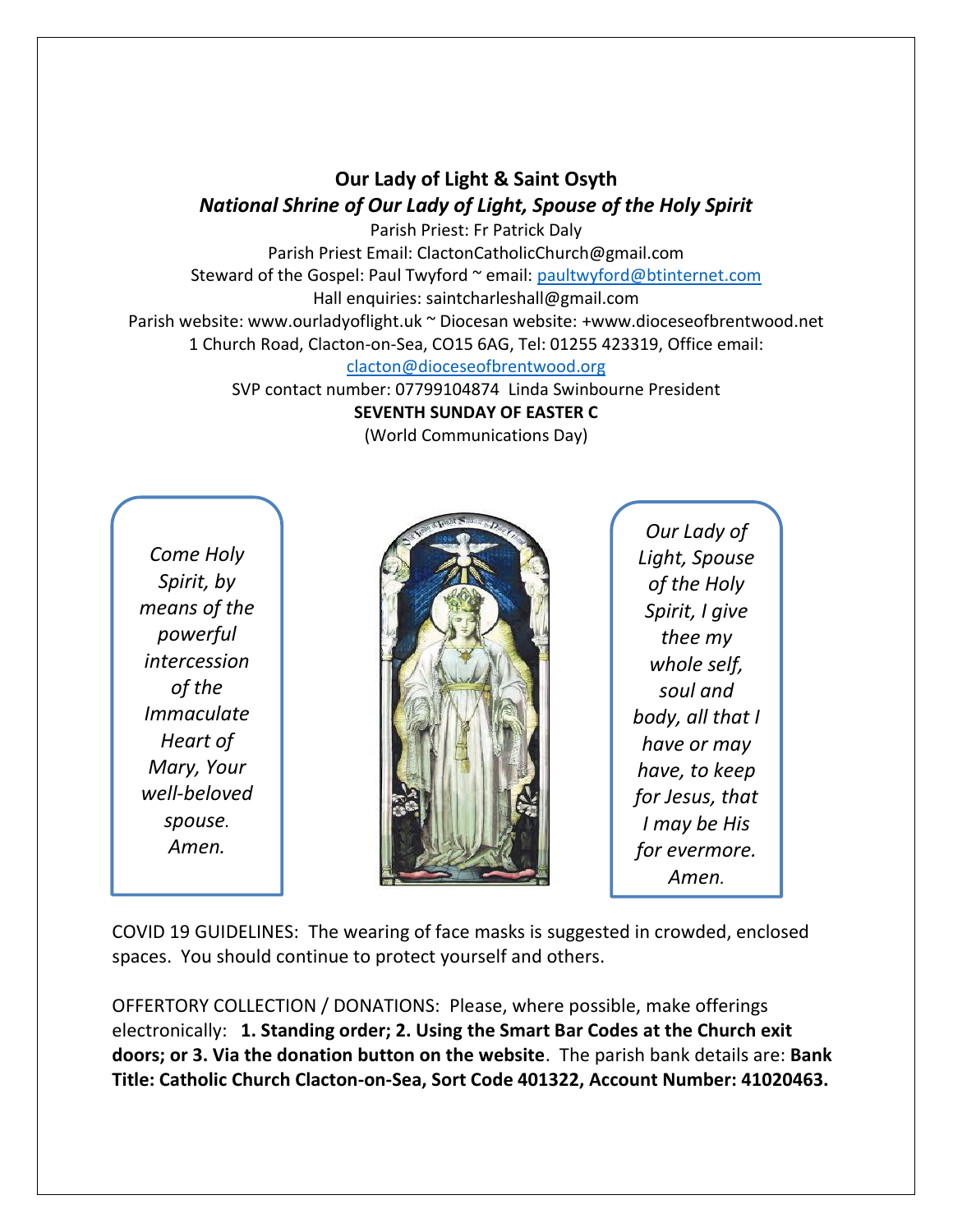**Our Lady of Light & Saint Osyth**

***National Shrine of Our Lady of Light, Spouse of the Holy Spirit***

Parish Priest: Fr Patrick Daly

Parish Priest Email: ClactonCatholicChurch@gmail.com

Steward of the Gospel: Paul Twyford ~ email: paultwyford@btinternet.com

Hall enquiries: saintcharleshall@gmail.com

Parish website: www.ourladyoflight.uk ~ Diocesan website: +www.dioceseofbrentwood.net

1 Church Road, Clacton-on-Sea, CO15 6AG, Tel: 01255 423319, Office email: clacton@dioceseofbrentwood.org

SVP contact number: 07799104874 Linda Swinbourne President

**SEVENTH SUNDAY OF EASTER C**

(World Communications Day)

*Come Holy Spirit, by means of the powerful intercession of the Immaculate Heart of Mary, Your well-beloved spouse. Amen.*

*Our Lady of Light, Spouse of the Holy Spirit, I give thee my whole self, soul and body, all that I have or may have, to keep for Jesus, that I may be His for evermore. Amen.*

COVID 19 GUIDELINES: The wearing of face masks is suggested in crowded, enclosed spaces. You should continue to protect yourself and others.

OFFERTORY COLLECTION / DONATIONS: Please, where possible, make offerings electronically: **1. Standing order; 2. Using the Smart Bar Codes at the Church exit doors; or 3. Via the donation button on the website**. The parish bank details are: **Bank Title: Catholic Church Clacton-on-Sea, Sort Code 401322, Account Number: 41020463.**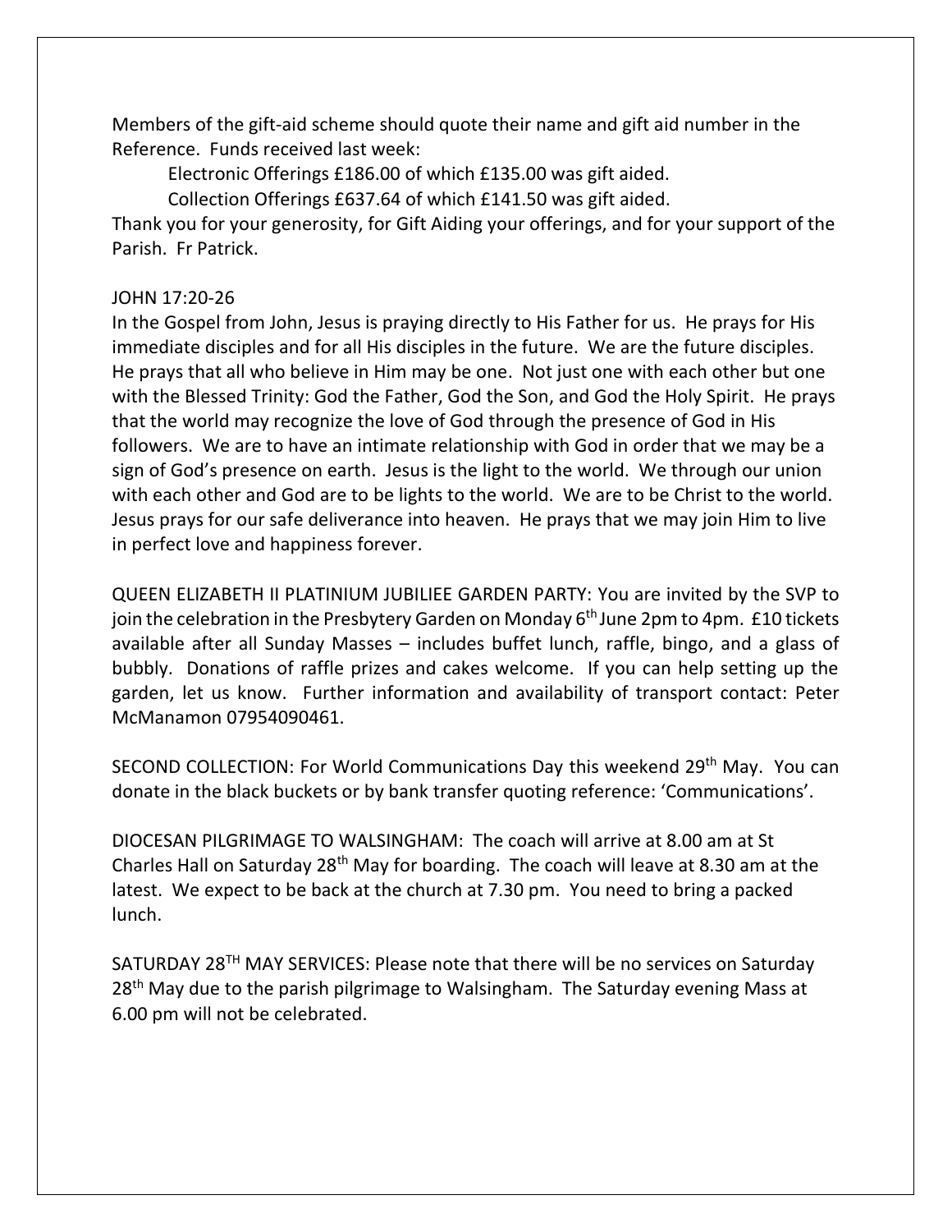Members of the gift-aid scheme should quote their name and gift aid number in the Reference. Funds received last week:

Electronic Offerings £186.00 of which £135.00 was gift aided.

Collection Offerings £637.64 of which £141.50 was gift aided.

Thank you for your generosity, for Gift Aiding your offerings, and for your support of the Parish. Fr Patrick.

JOHN 17:20-26

In the Gospel from John, Jesus is praying directly to His Father for us. He prays for His immediate disciples and for all His disciples in the future. We are the future disciples. He prays that all who believe in Him may be one. Not just one with each other but one with the Blessed Trinity: God the Father, God the Son, and God the Holy Spirit. He prays that the world may recognize the love of God through the presence of God in His followers. We are to have an intimate relationship with God in order that we may be a sign of God's presence on earth. Jesus is the light to the world. We through our union with each other and God are to be lights to the world. We are to be Christ to the world. Jesus prays for our safe deliverance into heaven. He prays that we may join Him to live in perfect love and happiness forever.

QUEEN ELIZABETH II PLATINIUM JUBILIEE GARDEN PARTY: You are invited by the SVP to join the celebration in the Presbytery Garden on Monday 6th June 2pm to 4pm. £10 tickets available after all Sunday Masses – includes buffet lunch, raffle, bingo, and a glass of bubbly. Donations of raffle prizes and cakes welcome. If you can help setting up the garden, let us know. Further information and availability of transport contact: Peter McManamon 07954090461.

SECOND COLLECTION: For World Communications Day this weekend 29th May. You can donate in the black buckets or by bank transfer quoting reference: 'Communications'.

DIOCESAN PILGRIMAGE TO WALSINGHAM: The coach will arrive at 8.00 am at St Charles Hall on Saturday 28th May for boarding. The coach will leave at 8.30 am at the latest. We expect to be back at the church at 7.30 pm. You need to bring a packed lunch.

SATURDAY 28TH MAY SERVICES: Please note that there will be no services on Saturday 28th May due to the parish pilgrimage to Walsingham. The Saturday evening Mass at 6.00 pm will not be celebrated.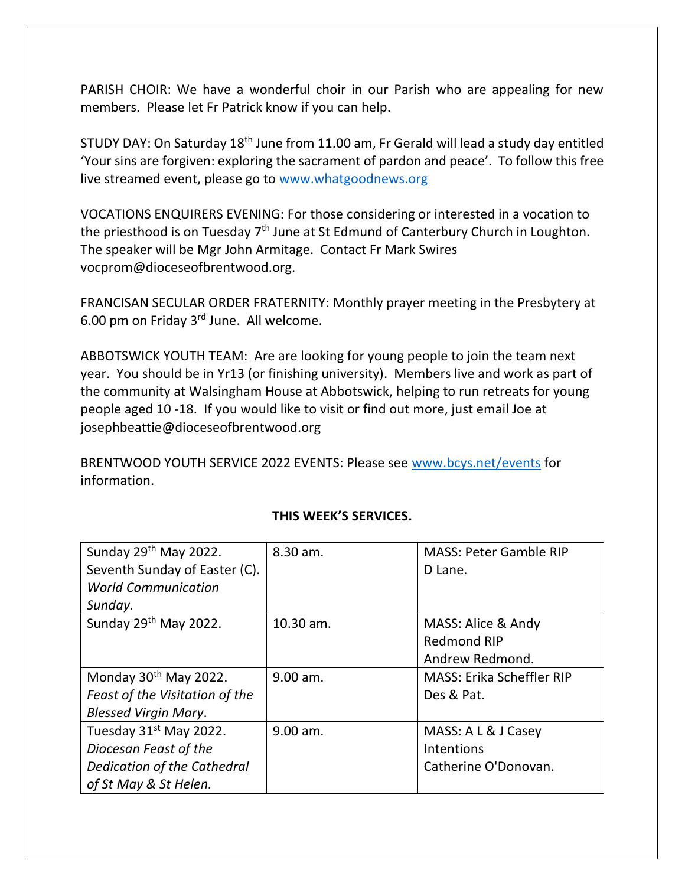PARISH CHOIR: We have a wonderful choir in our Parish who are appealing for new members. Please let Fr Patrick know if you can help.

STUDY DAY: On Saturday 18th June from 11.00 am, Fr Gerald will lead a study day entitled 'Your sins are forgiven: exploring the sacrament of pardon and peace'. To follow this free live streamed event, please go to www.whatgoodnews.org

VOCATIONS ENQUIRERS EVENING: For those considering or interested in a vocation to the priesthood is on Tuesday 7th June at St Edmund of Canterbury Church in Loughton. The speaker will be Mgr John Armitage. Contact Fr Mark Swires vocprom@dioceseofbrentwood.org.

FRANCISAN SECULAR ORDER FRATERNITY: Monthly prayer meeting in the Presbytery at 6.00 pm on Friday 3rd June. All welcome.

ABBOTSWICK YOUTH TEAM: Are are looking for young people to join the team next year. You should be in Yr13 (or finishing university). Members live and work as part of the community at Walsingham House at Abbotswick, helping to run retreats for young people aged 10 -18. If you would like to visit or find out more, just email Joe at josephbeattie@dioceseofbrentwood.org

BRENTWOOD YOUTH SERVICE 2022 EVENTS: Please see www.bcys.net/events for information.

**THIS WEEK'S SERVICES.**

| | | |
|---|---|---|
| Sunday 29th May 2022. Seventh Sunday of Easter (C). *World Communication Sunday.* | 8.30 am. | MASS: Peter Gamble RIP D Lane. |
| Sunday 29th May 2022. | 10.30 am. | MASS: Alice & Andy Redmond RIP Andrew Redmond. |
| Monday 30th May 2022. *Feast of the Visitation of the Blessed Virgin Mary*. | 9.00 am. | MASS: Erika Scheffler RIP Des & Pat. |
| Tuesday 31st May 2022. *Diocesan Feast of the Dedication of the Cathedral of St May & St Helen.* | 9.00 am. | MASS: A L & J Casey Intentions Catherine O'Donovan. |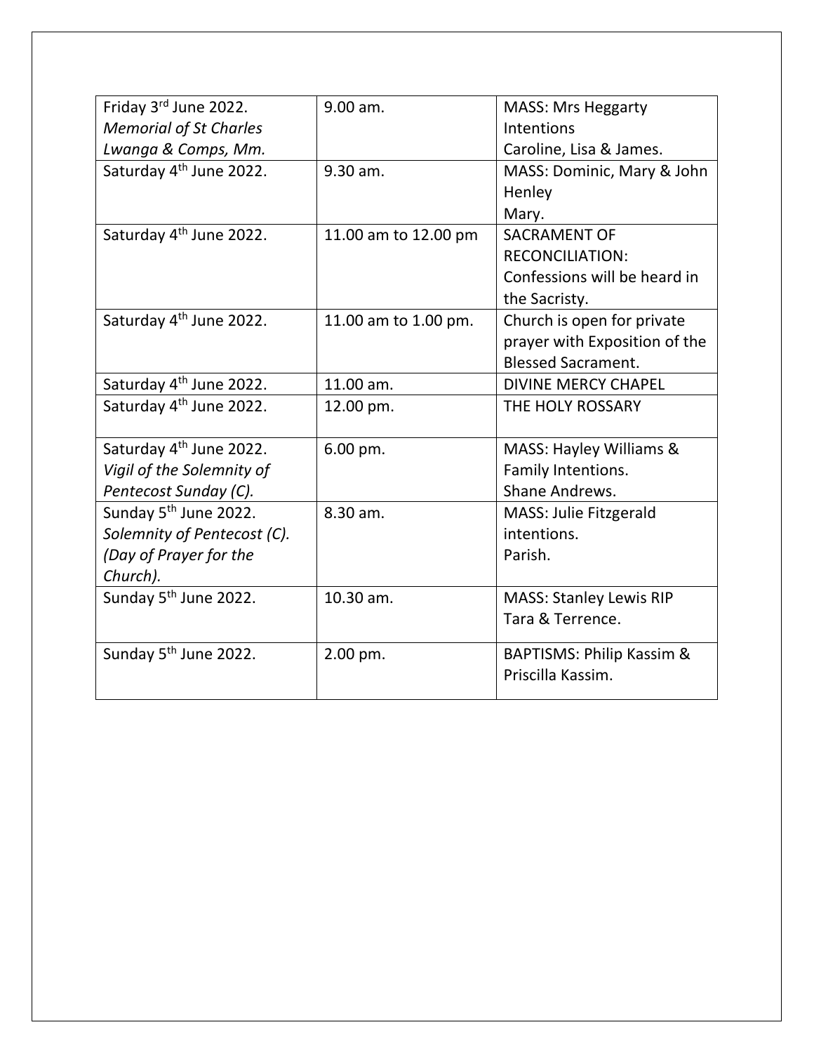| | | |
|---|---|---|
| Friday 3rd June 2022. *Memorial of St Charles Lwanga & Comps, Mm.* | 9.00 am. | MASS: Mrs Heggarty Intentions Caroline, Lisa & James. |
| Saturday 4th June 2022. | 9.30 am. | MASS: Dominic, Mary & John Henley Mary. |
| Saturday 4th June 2022. | 11.00 am to 12.00 pm | SACRAMENT OF RECONCILIATION: Confessions will be heard in the Sacristy. |
| Saturday 4th June 2022. | 11.00 am to 1.00 pm. | Church is open for private prayer with Exposition of the Blessed Sacrament. |
| Saturday 4th June 2022. | 11.00 am. | DIVINE MERCY CHAPEL |
| Saturday 4th June 2022. | 12.00 pm. | THE HOLY ROSSARY |
| Saturday 4th June 2022. *Vigil of the Solemnity of Pentecost Sunday (C).* | 6.00 pm. | MASS: Hayley Williams & Family Intentions. Shane Andrews. |
| Sunday 5th June 2022. *Solemnity of Pentecost (C). (Day of Prayer for the Church).* | 8.30 am. | MASS: Julie Fitzgerald intentions. Parish. |
| Sunday 5th June 2022. | 10.30 am. | MASS: Stanley Lewis RIP Tara & Terrence. |
| Sunday 5th June 2022. | 2.00 pm. | BAPTISMS: Philip Kassim & Priscilla Kassim. |